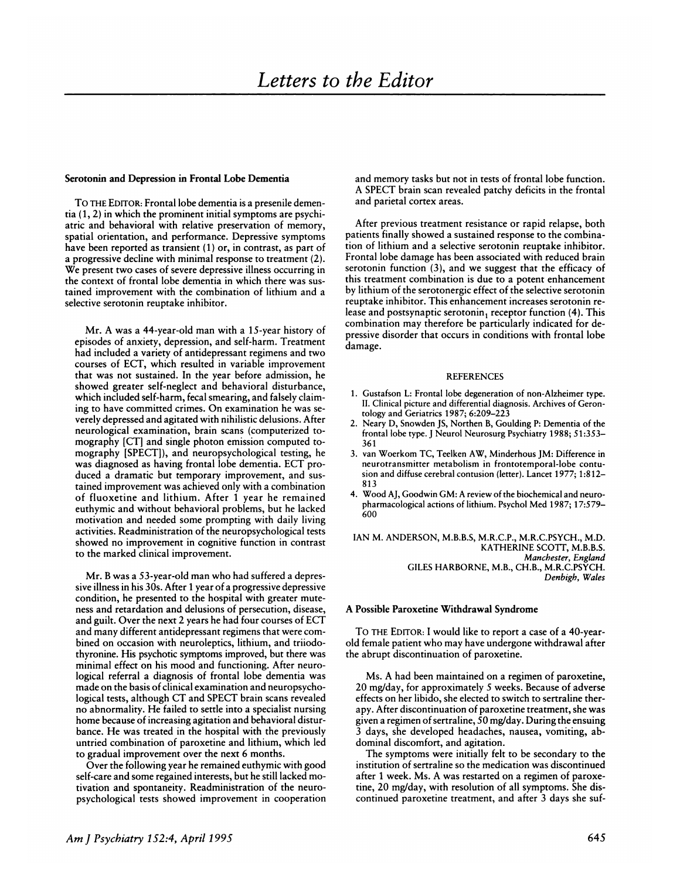# Letters to the Editor

## Serotonin and Depression in Frontal Lobe Dementia

TO THE EDITOR: Frontal lobe dementia is a presenile dementia (1, 2) in which the prominent initial symptoms are psychiatric and behavioral with relative preservation of memory, spatial orientation, and performance. Depressive symptoms have been reported as transient (1) or, in contrast, as part of a progressive decline with minimal response to treatment (2). We present two cases of severe depressive illness occurring in the context of frontal lobe dementia in which there was sustained improvement with the combination of lithium and a selective serotonin reuptake inhibitor.

Mr. A was a 44-year-old man with a 15-year history of episodes of anxiety, depression, and self-harm. Treatment had included a variety of antidepressant regimens and two courses of ECT, which resulted in variable improvement that was not sustained. In the year before admission, he showed greater self-neglect and behavioral disturbance, which included self-harm, fecal smearing, and falsely claiming to have committed crimes. On examination he was severely depressed and agitated with nihilistic delusions. After neurological examination, brain scans (computerized tomography [CT] and single photon emission computed tomography [SPECT]), and neuropsychological testing, he was diagnosed as having frontal lobe dementia. ECT produced a dramatic but temporary improvement, and sustained improvement was achieved only with a combination of fluoxetine and lithium. After 1 year he remained euthymic and without behavioral problems, but he lacked motivation and needed some prompting with daily living activities. Readministration of the neuropsychological tests showed no improvement in cognitive function in contrast to the marked clinical improvement.

Mr. B was a 53-year-old man who had suffered a depressive illness in his 30s. After 1 year of a progressive depressive condition, he presented to the hospital with greater muteness and retardation and delusions of persecution, disease, and guilt. Over the next 2 years he had four courses of ECT and many different antidepressant regimens that were combined on occasion with neuroleptics, lithium, and triiodothyronine. His psychotic symptoms improved, but there was minimal effect on his mood and functioning. After neurological referral a diagnosis of frontal lobe dementia was made on the basis of clinical examination and neuropsychological tests, although CT and SPECT brain scans revealed no abnormality. He failed to settle into a specialist nursing home because of increasing agitation and behavioral disturbance. He was treated in the hospital with the previously untried combination of paroxetine and lithium, which led to gradual improvement over the next 6 months.

Over the following year he remained euthymic with good self-care and some regained interests, but he still lacked motivation and spontaneity. Readministration of the neuropsychological tests showed improvement in cooperation and memory tasks but not in tests of frontal lobe function. A SPECT brain scan revealed patchy deficits in the frontal and parietal cortex areas.

After previous treatment resistance or rapid relapse, both patients finally showed a sustained response to the combination of lithium and a selective serotonin reuptake inhibitor. Frontal lobe damage has been associated with reduced brain serotonin function (3), and we suggest that the efficacy of this treatment combination is due to a potent enhancement by lithium of the serotonergic effect of the selective serotonin reuptake inhibitor. This enhancement increases serotonin release and postsynaptic serotonin$_1$ receptor function (4). This combination may therefore be particularly indicated for depressive disorder that occurs in conditions with frontal lobe damage.

### REFERENCES

1. Gustafson L: Frontal lobe degeneration of non-Alzheimer type. II. Clinical picture and differential diagnosis. Archives of Gerontology and Geriatrics 1987; 6:209–223
2. Neary D, Snowden JS, Northen B, Goulding P: Dementia of the frontal lobe type. J Neurol Neurosurg Psychiatry 1988; 51:353–361
3. van Woerkom TC, Teelken AW, Minderhous JM: Difference in neurotransmitter metabolism in frontotemporal-lobe contusion and diffuse cerebral contusion (letter). Lancet 1977; 1:812–813
4. Wood AJ, Goodwin GM: A review of the biochemical and neuropharmacological actions of lithium. Psychol Med 1987; 17:579–600

IAN M. ANDERSON, M.B.B.S, M.R.C.P., M.R.C.PSYCH., M.D.
KATHERINE SCOTT, M.B.B.S.
*Manchester, England*
GILES HARBORNE, M.B., CH.B., M.R.C.PSYCH.
*Denbigh, Wales*

## A Possible Paroxetine Withdrawal Syndrome

TO THE EDITOR: I would like to report a case of a 40-year-old female patient who may have undergone withdrawal after the abrupt discontinuation of paroxetine.

Ms. A had been maintained on a regimen of paroxetine, 20 mg/day, for approximately 5 weeks. Because of adverse effects on her libido, she elected to switch to sertraline therapy. After discontinuation of paroxetine treatment, she was given a regimen of sertraline, 50 mg/day. During the ensuing 3 days, she developed headaches, nausea, vomiting, abdominal discomfort, and agitation.

The symptoms were initially felt to be secondary to the institution of sertraline so the medication was discontinued after 1 week. Ms. A was restarted on a regimen of paroxetine, 20 mg/day, with resolution of all symptoms. She discontinued paroxetine treatment, and after 3 days she suf-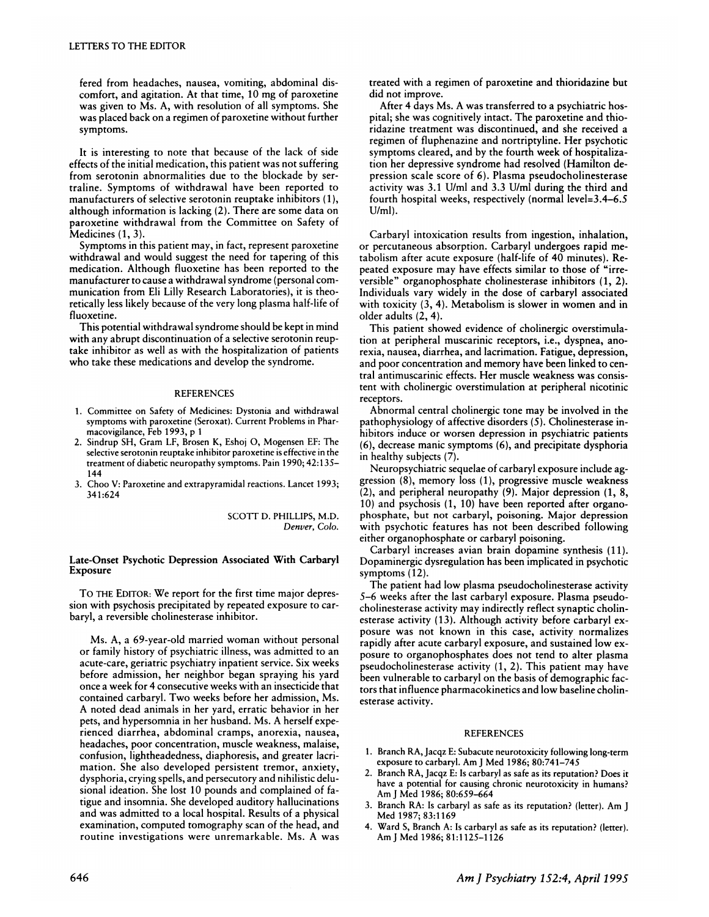fered from headaches, nausea, vomiting, abdominal discomfort, and agitation. At that time, 10 mg of paroxetine was given to Ms. A, with resolution of all symptoms. She was placed back on a regimen of paroxetine without further symptoms.

It is interesting to note that because of the lack of side effects of the initial medication, this patient was not suffering from serotonin abnormalities due to the blockade by sertraline. Symptoms of withdrawal have been reported to manufacturers of selective serotonin reuptake inhibitors (1), although information is lacking (2). There are some data on paroxetine withdrawal from the Committee on Safety of Medicines (1, 3).

Symptoms in this patient may, in fact, represent paroxetine withdrawal and would suggest the need for tapering of this medication. Although fluoxetine has been reported to the manufacturer to cause a withdrawal syndrome (personal communication from Eli Lilly Research Laboratories), it is theoretically less likely because of the very long plasma half-life of fluoxetine.

This potential withdrawal syndrome should be kept in mind with any abrupt discontinuation of a selective serotonin reuptake inhibitor as well as with the hospitalization of patients who take these medications and develop the syndrome.

REFERENCES

1. Committee on Safety of Medicines: Dystonia and withdrawal symptoms with paroxetine (Seroxat). Current Problems in Pharmacovigilance, Feb 1993, p 1
2. Sindrup SH, Gram LF, Brosen K, Eshoj O, Mogensen EF: The selective serotonin reuptake inhibitor paroxetine is effective in the treatment of diabetic neuropathy symptoms. Pain 1990; 42:135–144
3. Choo V: Paroxetine and extrapyramidal reactions. Lancet 1993; 341:624

SCOTT D. PHILLIPS, M.D.
*Denver, Colo.*

## Late-Onset Psychotic Depression Associated With Carbaryl Exposure

TO THE EDITOR: We report for the first time major depression with psychosis precipitated by repeated exposure to carbaryl, a reversible cholinesterase inhibitor.

Ms. A, a 69-year-old married woman without personal or family history of psychiatric illness, was admitted to an acute-care, geriatric psychiatry inpatient service. Six weeks before admission, her neighbor began spraying his yard once a week for 4 consecutive weeks with an insecticide that contained carbaryl. Two weeks before her admission, Ms. A noted dead animals in her yard, erratic behavior in her pets, and hypersomnia in her husband. Ms. A herself experienced diarrhea, abdominal cramps, anorexia, nausea, headaches, poor concentration, muscle weakness, malaise, confusion, lightheadedness, diaphoresis, and greater lacrimation. She also developed persistent tremor, anxiety, dysphoria, crying spells, and persecutory and nihilistic delusional ideation. She lost 10 pounds and complained of fatigue and insomnia. She developed auditory hallucinations and was admitted to a local hospital. Results of a physical examination, computed tomography scan of the head, and routine investigations were unremarkable. Ms. A was treated with a regimen of paroxetine and thioridazine but did not improve.

After 4 days Ms. A was transferred to a psychiatric hospital; she was cognitively intact. The paroxetine and thioridazine treatment was discontinued, and she received a regimen of fluphenazine and nortriptyline. Her psychotic symptoms cleared, and by the fourth week of hospitalization her depressive syndrome had resolved (Hamilton depression scale score of 6). Plasma pseudocholinesterase activity was 3.1 U/ml and 3.3 U/ml during the third and fourth hospital weeks, respectively (normal level=3.4–6.5 U/ml).

Carbaryl intoxication results from ingestion, inhalation, or percutaneous absorption. Carbaryl undergoes rapid metabolism after acute exposure (half-life of 40 minutes). Repeated exposure may have effects similar to those of "irreversible" organophosphate cholinesterase inhibitors (1, 2). Individuals vary widely in the dose of carbaryl associated with toxicity (3, 4). Metabolism is slower in women and in older adults (2, 4).

This patient showed evidence of cholinergic overstimulation at peripheral muscarinic receptors, i.e., dyspnea, anorexia, nausea, diarrhea, and lacrimation. Fatigue, depression, and poor concentration and memory have been linked to central antimuscarinic effects. Her muscle weakness was consistent with cholinergic overstimulation at peripheral nicotinic receptors.

Abnormal central cholinergic tone may be involved in the pathophysiology of affective disorders (5). Cholinesterase inhibitors induce or worsen depression in psychiatric patients (6), decrease manic symptoms (6), and precipitate dysphoria in healthy subjects (7).

Neuropsychiatric sequelae of carbaryl exposure include aggression (8), memory loss (1), progressive muscle weakness (2), and peripheral neuropathy (9). Major depression (1, 8, 10) and psychosis (1, 10) have been reported after organophosphate, but not carbaryl, poisoning. Major depression with psychotic features has not been described following either organophosphate or carbaryl poisoning.

Carbaryl increases avian brain dopamine synthesis (11). Dopaminergic dysregulation has been implicated in psychotic symptoms (12).

The patient had low plasma pseudocholinesterase activity 5–6 weeks after the last carbaryl exposure. Plasma pseudocholinesterase activity may indirectly reflect synaptic cholinesterase activity (13). Although activity before carbaryl exposure was not known in this case, activity normalizes rapidly after acute carbaryl exposure, and sustained low exposure to organophosphates does not tend to alter plasma pseudocholinesterase activity (1, 2). This patient may have been vulnerable to carbaryl on the basis of demographic factors that influence pharmacokinetics and low baseline cholinesterase activity.

REFERENCES

1. Branch RA, Jacqz E: Subacute neurotoxicity following long-term exposure to carbaryl. Am J Med 1986; 80:741–745
2. Branch RA, Jacqz E: Is carbaryl as safe as its reputation? Does it have a potential for causing chronic neurotoxicity in humans? Am J Med 1986; 80:659–664
3. Branch RA: Is carbaryl as safe as its reputation? (letter). Am J Med 1987; 83:1169
4. Ward S, Branch A: Is carbaryl as safe as its reputation? (letter). Am J Med 1986; 81:1125–1126